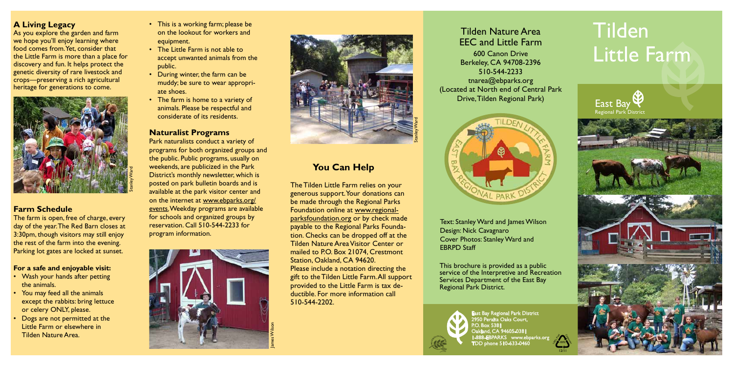## A Living Legacy

As you explore the garden and farm we hope you'll enjoy learning where food comes from. Yet, consider that the Little Farm is more than a place for discovery and fun. It helps protect the genetic diversity of rare livestock and crops—preserving a rich agricultural heritage for generations to come.

Stanley Ward

## Farm Schedule

The farm is open, free of charge, every day of the year. The Red Barn closes at 3:30pm, though visitors may still enjoy the rest of the farm into the evening. Parking lot gates are locked at sunset.

**For a safe and enjoyable visit:**

- Wash your hands after petting the animals.
- You may feed all the animals except the rabbits: bring lettuce or celery ONLY, please.
- Dogs are not permitted at the Little Farm or elsewhere in Tilden Nature Area.
- This is a working farm; please be on the lookout for workers and equipment.
- The Little Farm is not able to accept unwanted animals from the public.
- During winter, the farm can be muddy; be sure to wear appropriate shoes.
- The farm is home to a variety of animals. Please be respectful and considerate of its residents.

## Naturalist Programs

Park naturalists conduct a variety of programs for both organized groups and the public. Public programs, usually on weekends, are publicized in the Park District's monthly newsletter, which is posted on park bulletin boards and is available at the park visitor center and on the internet at www.ebparks.org/events. Weekday programs are available for schools and organized groups by reservation. Call 510-544-2233 for program information.

James Wilson

Stanley Ward

## You Can Help

The Tilden Little Farm relies on your generous support. Your donations can be made through the Regional Parks Foundation online at www.regionalparksfoundation.org or by check made payable to the Regional Parks Foundation. Checks can be dropped off at the Tilden Nature Area Visitor Center or mailed to P.O. Box 21074, Crestmont Station, Oakland, CA 94620.

Please include a notation directing the gift to the Tilden Little Farm. All support provided to the Little Farm is tax deductible. For more information call 510-544-2202.

Tilden Nature Area
EEC and Little Farm
600 Canon Drive
Berkeley, CA 94708-2396
510-544-2233
tnarea@ebparks.org
(Located at North end of Central Park Drive, Tilden Regional Park)

TILDEN LITTLE FARM
EAST BAY REGIONAL PARK DISTRICT

Text: Stanley Ward and James Wilson
Design: Nick Cavagnaro
Cover Photos: Stanley Ward and EBRPD Staff

This brochure is provided as a public service of the Interpretive and Recreation Services Department of the East Bay Regional Park District.

East Bay Regional Park District
2950 Peralta Oaks Court,
P.O. Box 5381
Oakland, CA 94605-0381
1-888-EBPARKS www.ebparks.org
TDD phone 510-633-0460

12/11

# Tilden Little Farm

East Bay Regional Park District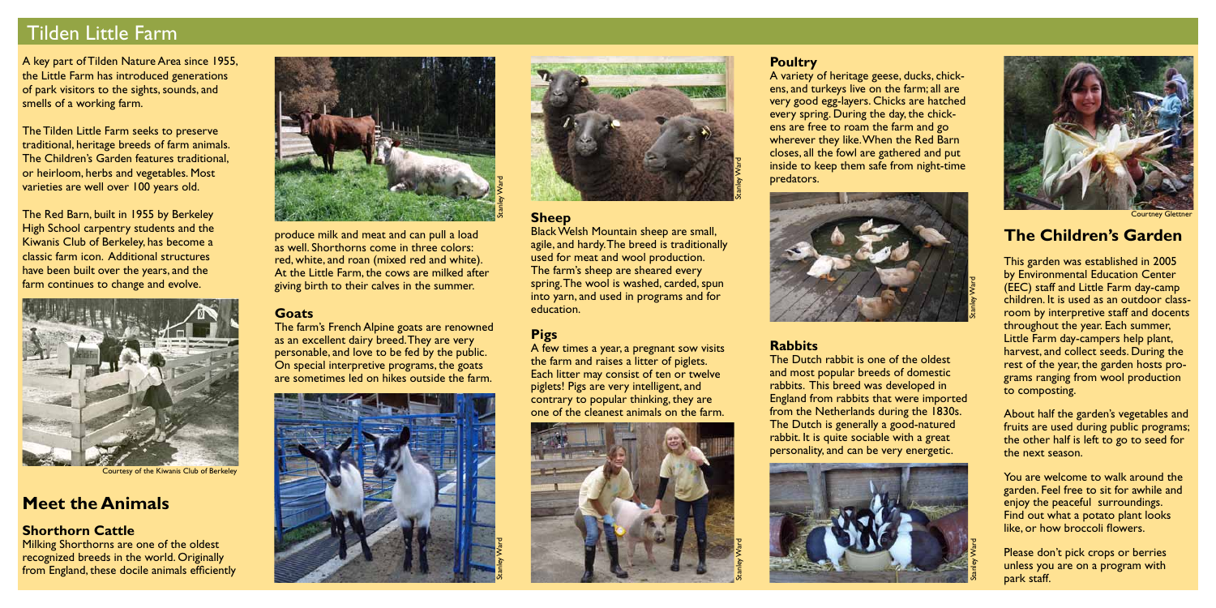## Tilden Little Farm

A key part of Tilden Nature Area since 1955, the Little Farm has introduced generations of park visitors to the sights, sounds, and smells of a working farm.

The Tilden Little Farm seeks to preserve traditional, heritage breeds of farm animals. The Children's Garden features traditional, or heirloom, herbs and vegetables. Most varieties are well over 100 years old.

The Red Barn, built in 1955 by Berkeley High School carpentry students and the Kiwanis Club of Berkeley, has become a classic farm icon. Additional structures have been built over the years, and the farm continues to change and evolve.

Courtesy of the Kiwanis Club of Berkeley

# Meet the Animals

### Shorthorn Cattle

Milking Shorthorns are one of the oldest recognized breeds in the world. Originally from England, these docile animals efficiently produce milk and meat and can pull a load as well. Shorthorns come in three colors: red, white, and roan (mixed red and white). At the Little Farm, the cows are milked after giving birth to their calves in the summer.

Stanley Ward

### Goats

The farm's French Alpine goats are renowned as an excellent dairy breed. They are very personable, and love to be fed by the public. On special interpretive programs, the goats are sometimes led on hikes outside the farm.

Stanley Ward

### Sheep

Black Welsh Mountain sheep are small, agile, and hardy. The breed is traditionally used for meat and wool production. The farm's sheep are sheared every spring. The wool is washed, carded, spun into yarn, and used in programs and for education.

Stanley Ward

### Pigs

A few times a year, a pregnant sow visits the farm and raises a litter of piglets. Each litter may consist of ten or twelve piglets! Pigs are very intelligent, and contrary to popular thinking, they are one of the cleanest animals on the farm.

Stanley Ward

### Poultry

A variety of heritage geese, ducks, chickens, and turkeys live on the farm; all are very good egg-layers. Chicks are hatched every spring. During the day, the chickens are free to roam the farm and go wherever they like. When the Red Barn closes, all the fowl are gathered and put inside to keep them safe from night-time predators.

Stanley Ward

### Rabbits

The Dutch rabbit is one of the oldest and most popular breeds of domestic rabbits. This breed was developed in England from rabbits that were imported from the Netherlands during the 1830s. The Dutch is generally a good-natured rabbit. It is quite sociable with a great personality, and can be very energetic.

Stanley Ward

Courtney Glettner

# The Children's Garden

This garden was established in 2005 by Environmental Education Center (EEC) staff and Little Farm day-camp children. It is used as an outdoor classroom by interpretive staff and docents throughout the year. Each summer, Little Farm day-campers help plant, harvest, and collect seeds. During the rest of the year, the garden hosts programs ranging from wool production to composting.

About half the garden's vegetables and fruits are used during public programs; the other half is left to go to seed for the next season.

You are welcome to walk around the garden. Feel free to sit for awhile and enjoy the peaceful surroundings. Find out what a potato plant looks like, or how broccoli flowers.

Please don't pick crops or berries unless you are on a program with park staff.